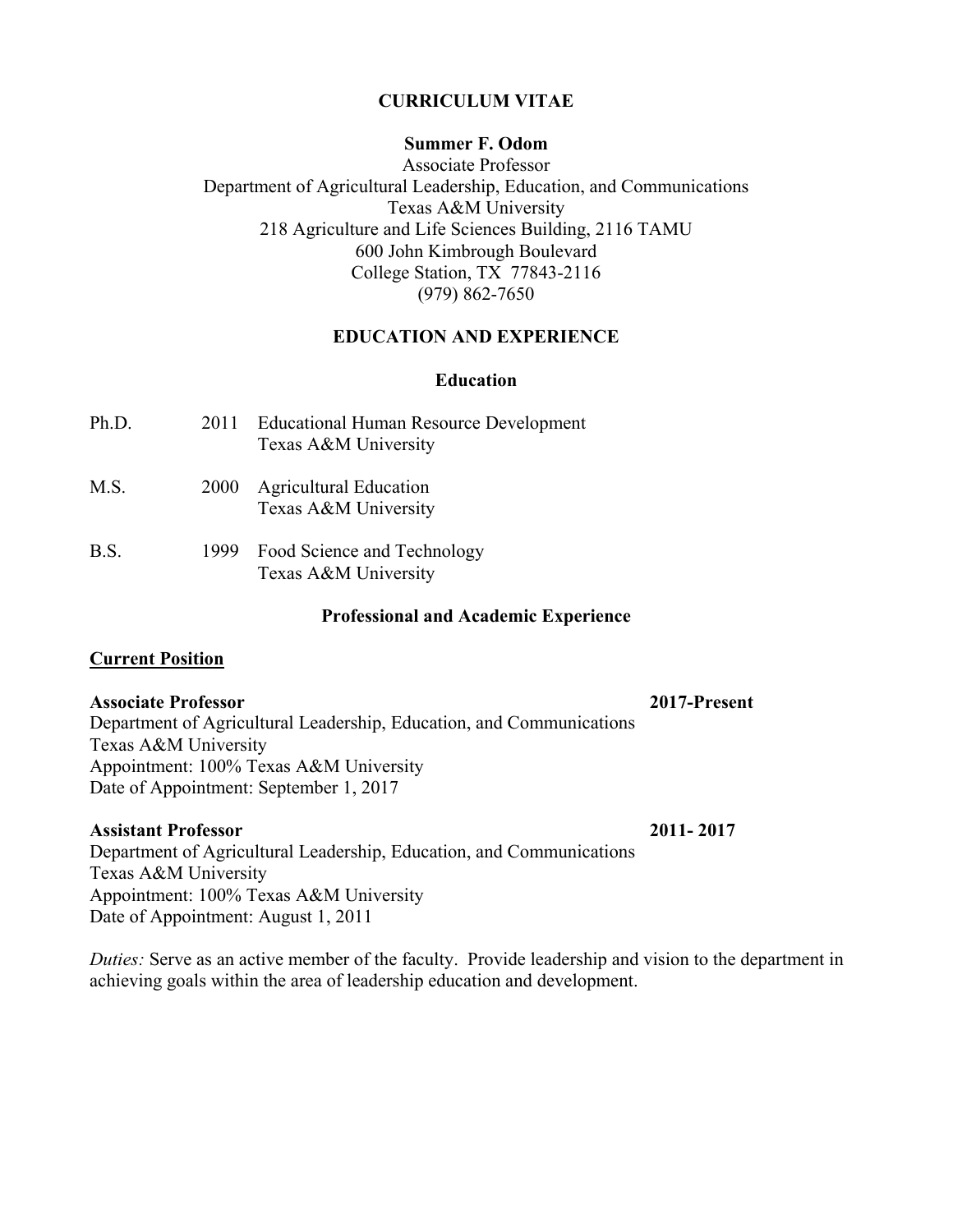# CURRICULUM VITAE

**Summer F. Odom**
Associate Professor
Department of Agricultural Leadership, Education, and Communications
Texas A&M University
218 Agriculture and Life Sciences Building, 2116 TAMU
600 John Kimbrough Boulevard
College Station, TX 77843-2116
(979) 862-7650

## EDUCATION AND EXPERIENCE

### Education

Ph.D. 2011 Educational Human Resource Development
Texas A&M University

M.S. 2000 Agricultural Education
Texas A&M University

B.S. 1999 Food Science and Technology
Texas A&M University

### Professional and Academic Experience

**Current Position**

**Associate Professor** **2017-Present**
Department of Agricultural Leadership, Education, and Communications
Texas A&M University
Appointment: 100% Texas A&M University
Date of Appointment: September 1, 2017

**Assistant Professor** **2011- 2017**
Department of Agricultural Leadership, Education, and Communications
Texas A&M University
Appointment: 100% Texas A&M University
Date of Appointment: August 1, 2011

*Duties:* Serve as an active member of the faculty. Provide leadership and vision to the department in achieving goals within the area of leadership education and development.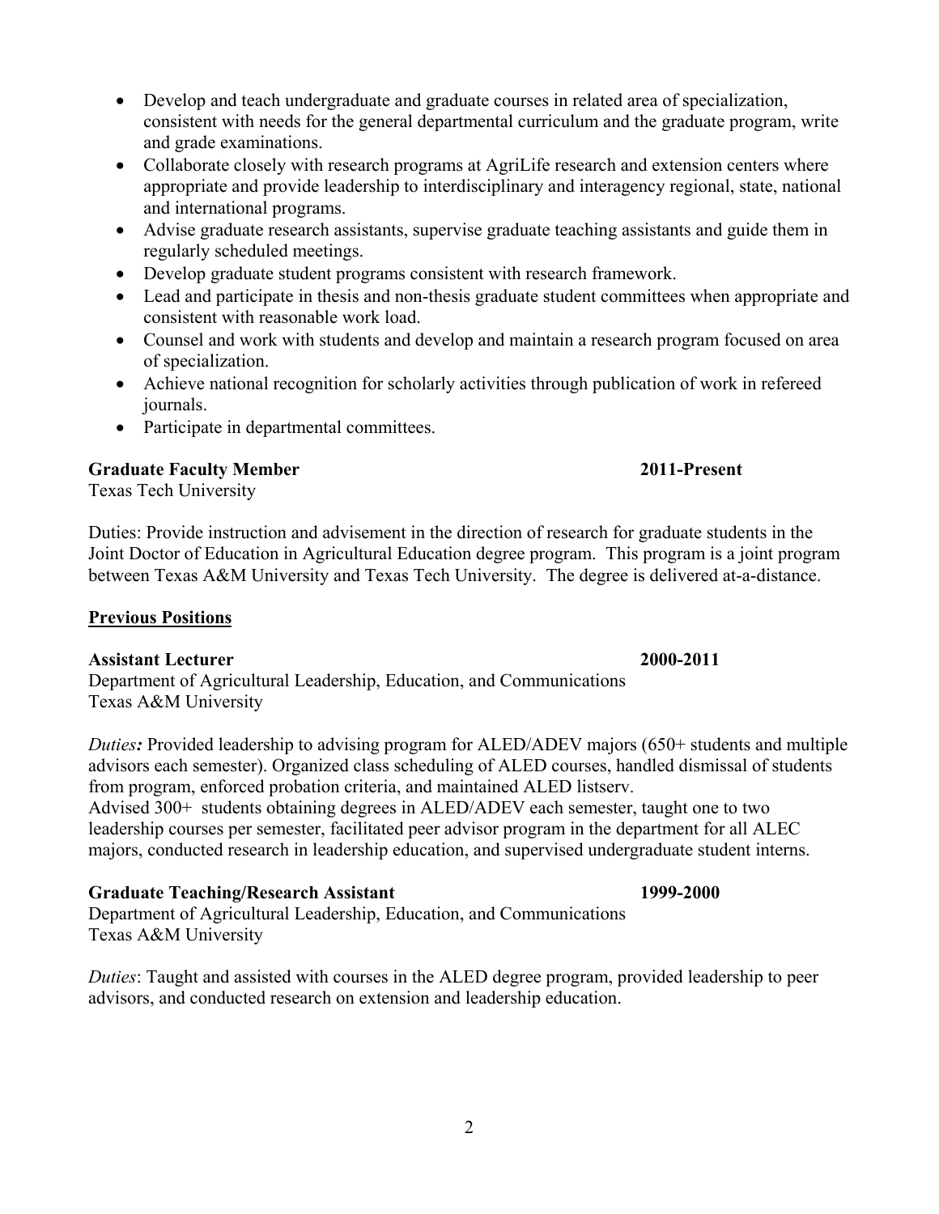- Develop and teach undergraduate and graduate courses in related area of specialization, consistent with needs for the general departmental curriculum and the graduate program, write and grade examinations.
- Collaborate closely with research programs at AgriLife research and extension centers where appropriate and provide leadership to interdisciplinary and interagency regional, state, national and international programs.
- Advise graduate research assistants, supervise graduate teaching assistants and guide them in regularly scheduled meetings.
- Develop graduate student programs consistent with research framework.
- Lead and participate in thesis and non-thesis graduate student committees when appropriate and consistent with reasonable work load.
- Counsel and work with students and develop and maintain a research program focused on area of specialization.
- Achieve national recognition for scholarly activities through publication of work in refereed journals.
- Participate in departmental committees.

**Graduate Faculty Member** **2011-Present**
Texas Tech University

Duties: Provide instruction and advisement in the direction of research for graduate students in the Joint Doctor of Education in Agricultural Education degree program. This program is a joint program between Texas A&M University and Texas Tech University. The degree is delivered at-a-distance.

**Previous Positions**

**Assistant Lecturer** **2000-2011**
Department of Agricultural Leadership, Education, and Communications
Texas A&M University

*Duties:* Provided leadership to advising program for ALED/ADEV majors (650+ students and multiple advisors each semester). Organized class scheduling of ALED courses, handled dismissal of students from program, enforced probation criteria, and maintained ALED listserv.
Advised 300+ students obtaining degrees in ALED/ADEV each semester, taught one to two leadership courses per semester, facilitated peer advisor program in the department for all ALEC majors, conducted research in leadership education, and supervised undergraduate student interns.

**Graduate Teaching/Research Assistant** **1999-2000**
Department of Agricultural Leadership, Education, and Communications
Texas A&M University

*Duties*: Taught and assisted with courses in the ALED degree program, provided leadership to peer advisors, and conducted research on extension and leadership education.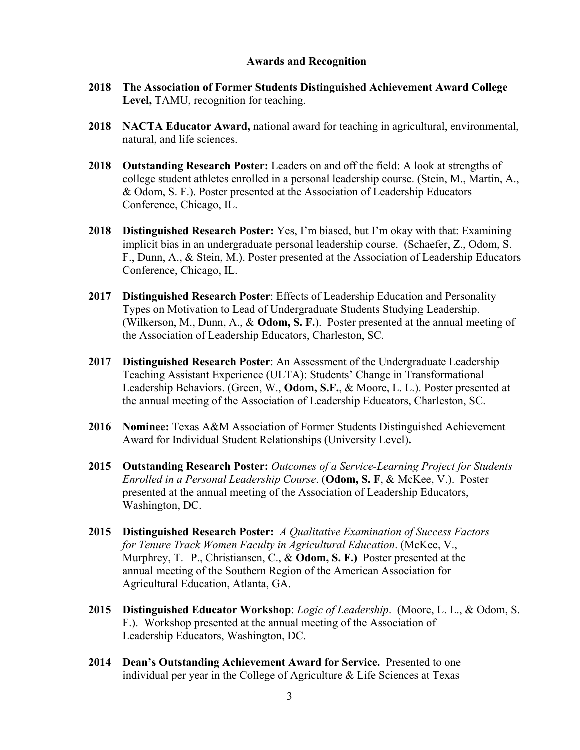## Awards and Recognition

**2018** **The Association of Former Students Distinguished Achievement Award College Level,** TAMU, recognition for teaching.

**2018** **NACTA Educator Award,** national award for teaching in agricultural, environmental, natural, and life sciences.

**2018** **Outstanding Research Poster:** Leaders on and off the field: A look at strengths of college student athletes enrolled in a personal leadership course. (Stein, M., Martin, A., & Odom, S. F.). Poster presented at the Association of Leadership Educators Conference, Chicago, IL.

**2018** **Distinguished Research Poster:** Yes, I'm biased, but I'm okay with that: Examining implicit bias in an undergraduate personal leadership course. (Schaefer, Z., Odom, S. F., Dunn, A., & Stein, M.). Poster presented at the Association of Leadership Educators Conference, Chicago, IL.

**2017** **Distinguished Research Poster**: Effects of Leadership Education and Personality Types on Motivation to Lead of Undergraduate Students Studying Leadership. (Wilkerson, M., Dunn, A., & **Odom, S. F.**). Poster presented at the annual meeting of the Association of Leadership Educators, Charleston, SC.

**2017** **Distinguished Research Poster**: An Assessment of the Undergraduate Leadership Teaching Assistant Experience (ULTA): Students' Change in Transformational Leadership Behaviors. (Green, W., **Odom, S.F.**, & Moore, L. L.). Poster presented at the annual meeting of the Association of Leadership Educators, Charleston, SC.

**2016** **Nominee:** Texas A&M Association of Former Students Distinguished Achievement Award for Individual Student Relationships (University Level)**.**

**2015** **Outstanding Research Poster:** *Outcomes of a Service-Learning Project for Students Enrolled in a Personal Leadership Course*. (**Odom, S. F**, & McKee, V.). Poster presented at the annual meeting of the Association of Leadership Educators, Washington, DC.

**2015** **Distinguished Research Poster:** *A Qualitative Examination of Success Factors for Tenure Track Women Faculty in Agricultural Education*. (McKee, V., Murphrey, T. P., Christiansen, C., & **Odom, S. F.)** Poster presented at the annual meeting of the Southern Region of the American Association for Agricultural Education, Atlanta, GA.

**2015** **Distinguished Educator Workshop**: *Logic of Leadership*. (Moore, L. L., & Odom, S. F.). Workshop presented at the annual meeting of the Association of Leadership Educators, Washington, DC.

**2014** **Dean's Outstanding Achievement Award for Service.** Presented to one individual per year in the College of Agriculture & Life Sciences at Texas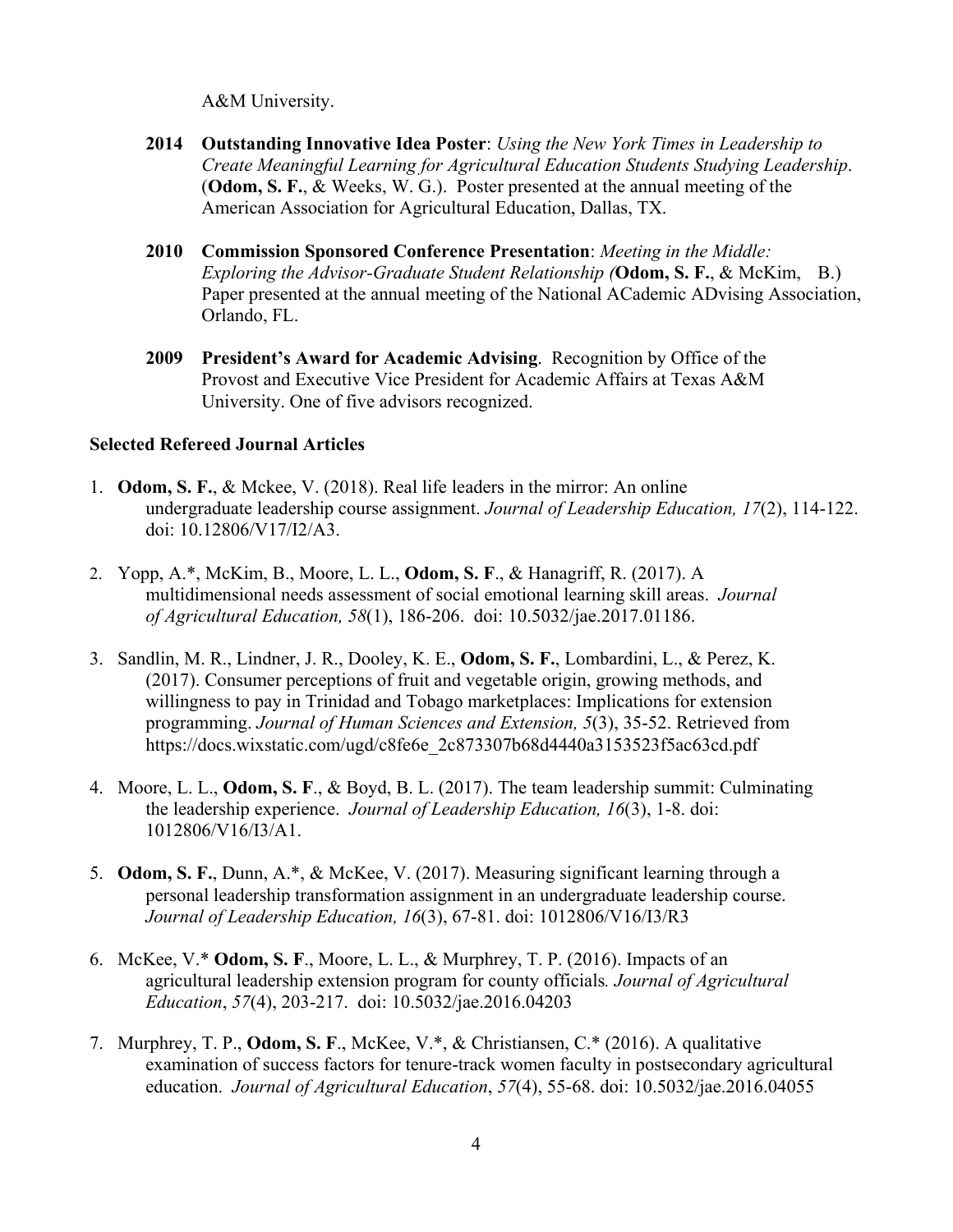A&M University.

**2014 Outstanding Innovative Idea Poster**: *Using the New York Times in Leadership to Create Meaningful Learning for Agricultural Education Students Studying Leadership*. (**Odom, S. F.**, & Weeks, W. G.). Poster presented at the annual meeting of the American Association for Agricultural Education, Dallas, TX.

**2010 Commission Sponsored Conference Presentation**: *Meeting in the Middle: Exploring the Advisor-Graduate Student Relationship (***Odom, S. F.**, & McKim, B.) Paper presented at the annual meeting of the National ACademic ADvising Association, Orlando, FL.

**2009 President's Award for Academic Advising**. Recognition by Office of the Provost and Executive Vice President for Academic Affairs at Texas A&M University. One of five advisors recognized.

**Selected Refereed Journal Articles**

1. **Odom, S. F.**, & Mckee, V. (2018). Real life leaders in the mirror: An online undergraduate leadership course assignment. *Journal of Leadership Education, 17*(2), 114-122. doi: 10.12806/V17/I2/A3.

2. Yopp, A.*, McKim, B., Moore, L. L., **Odom, S. F**., & Hanagriff, R. (2017). A multidimensional needs assessment of social emotional learning skill areas. *Journal of Agricultural Education, 58*(1), 186-206. doi: 10.5032/jae.2017.01186.

3. Sandlin, M. R., Lindner, J. R., Dooley, K. E., **Odom, S. F.**, Lombardini, L., & Perez, K. (2017). Consumer perceptions of fruit and vegetable origin, growing methods, and willingness to pay in Trinidad and Tobago marketplaces: Implications for extension programming. *Journal of Human Sciences and Extension, 5*(3), 35-52. Retrieved from https://docs.wixstatic.com/ugd/c8fe6e_2c873307b68d4440a3153523f5ac63cd.pdf

4. Moore, L. L., **Odom, S. F**., & Boyd, B. L. (2017). The team leadership summit: Culminating the leadership experience. *Journal of Leadership Education, 16*(3), 1-8. doi: 1012806/V16/I3/A1.

5. **Odom, S. F.**, Dunn, A.*, & McKee, V. (2017). Measuring significant learning through a personal leadership transformation assignment in an undergraduate leadership course. *Journal of Leadership Education, 16*(3), 67-81. doi: 1012806/V16/I3/R3

6. McKee, V.* **Odom, S. F**., Moore, L. L., & Murphrey, T. P. (2016). Impacts of an agricultural leadership extension program for county officials*. Journal of Agricultural Education*, *57*(4), 203-217. doi: 10.5032/jae.2016.04203

7. Murphrey, T. P., **Odom, S. F**., McKee, V.*, & Christiansen, C.* (2016). A qualitative examination of success factors for tenure-track women faculty in postsecondary agricultural education. *Journal of Agricultural Education*, *57*(4), 55-68. doi: 10.5032/jae.2016.04055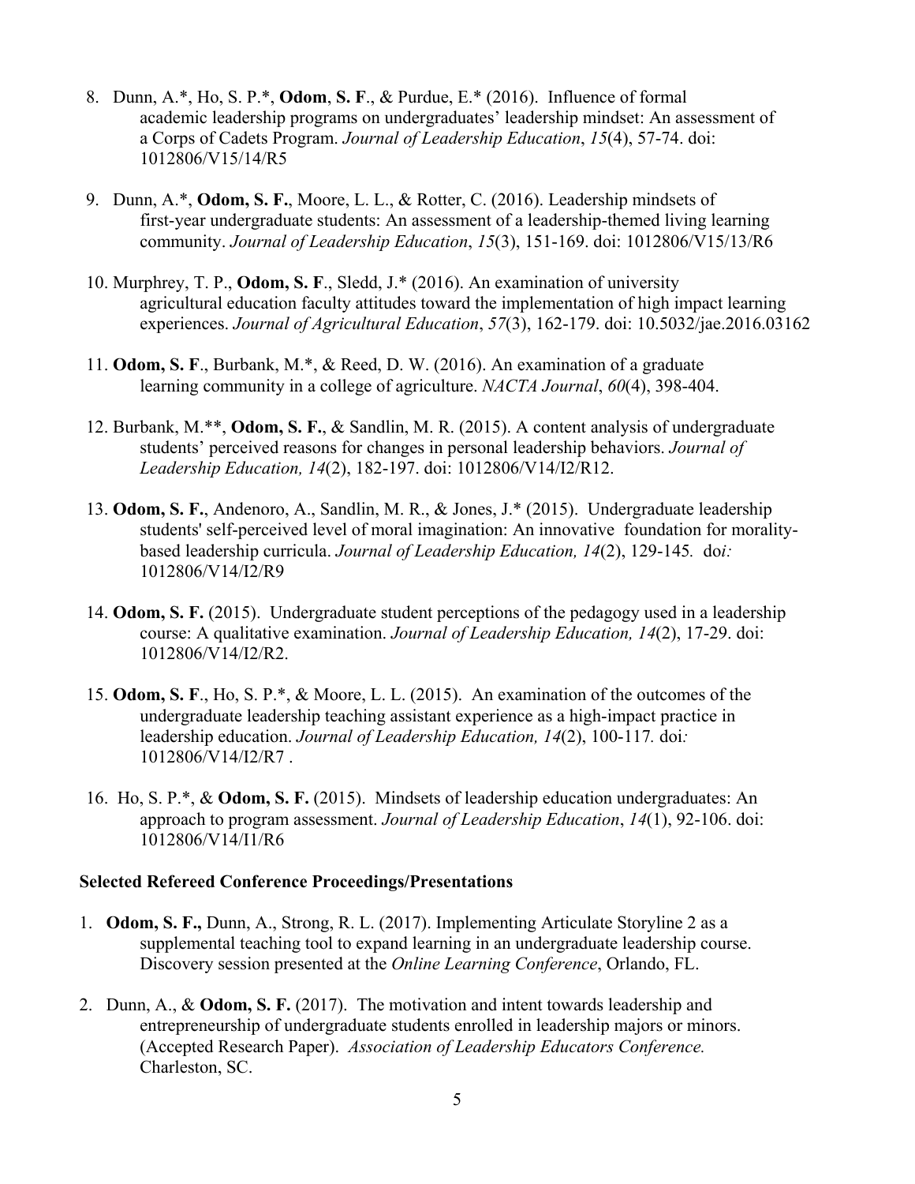8. Dunn, A.*, Ho, S. P.*, **Odom**, **S. F**., & Purdue, E.* (2016). Influence of formal academic leadership programs on undergraduates' leadership mindset: An assessment of a Corps of Cadets Program. *Journal of Leadership Education*, *15*(4), 57-74. doi: 1012806/V15/14/R5

9. Dunn, A.*, **Odom, S. F.**, Moore, L. L., & Rotter, C. (2016). Leadership mindsets of first-year undergraduate students: An assessment of a leadership-themed living learning community. *Journal of Leadership Education*, *15*(3), 151-169. doi: 1012806/V15/13/R6

10. Murphrey, T. P., **Odom, S. F**., Sledd, J.* (2016). An examination of university agricultural education faculty attitudes toward the implementation of high impact learning experiences. *Journal of Agricultural Education*, *57*(3), 162-179. doi: 10.5032/jae.2016.03162

11. **Odom, S. F**., Burbank, M.*, & Reed, D. W. (2016). An examination of a graduate learning community in a college of agriculture. *NACTA Journal*, *60*(4), 398-404.

12. Burbank, M.**, **Odom, S. F.**, & Sandlin, M. R. (2015). A content analysis of undergraduate students' perceived reasons for changes in personal leadership behaviors. *Journal of Leadership Education, 14*(2), 182-197. doi: 1012806/V14/I2/R12.

13. **Odom, S. F.**, Andenoro, A., Sandlin, M. R., & Jones, J.* (2015). Undergraduate leadership students' self-perceived level of moral imagination: An innovative foundation for morality-based leadership curricula. *Journal of Leadership Education, 14*(2), 129-145*.* do*i:* 1012806/V14/I2/R9

14. **Odom, S. F.** (2015). Undergraduate student perceptions of the pedagogy used in a leadership course: A qualitative examination. *Journal of Leadership Education, 14*(2), 17-29. doi: 1012806/V14/I2/R2.

15. **Odom, S. F**., Ho, S. P.*, & Moore, L. L. (2015). An examination of the outcomes of the undergraduate leadership teaching assistant experience as a high-impact practice in leadership education. *Journal of Leadership Education, 14*(2), 100-117*.* doi*:* 1012806/V14/I2/R7 .

16. Ho, S. P.*, & **Odom, S. F.** (2015). Mindsets of leadership education undergraduates: An approach to program assessment. *Journal of Leadership Education*, *14*(1), 92-106. doi: 1012806/V14/I1/R6

**Selected Refereed Conference Proceedings/Presentations**

1. **Odom, S. F.,** Dunn, A., Strong, R. L. (2017). Implementing Articulate Storyline 2 as a supplemental teaching tool to expand learning in an undergraduate leadership course. Discovery session presented at the *Online Learning Conference*, Orlando, FL.

2. Dunn, A., & **Odom, S. F.** (2017). The motivation and intent towards leadership and entrepreneurship of undergraduate students enrolled in leadership majors or minors. (Accepted Research Paper). *Association of Leadership Educators Conference.* Charleston, SC.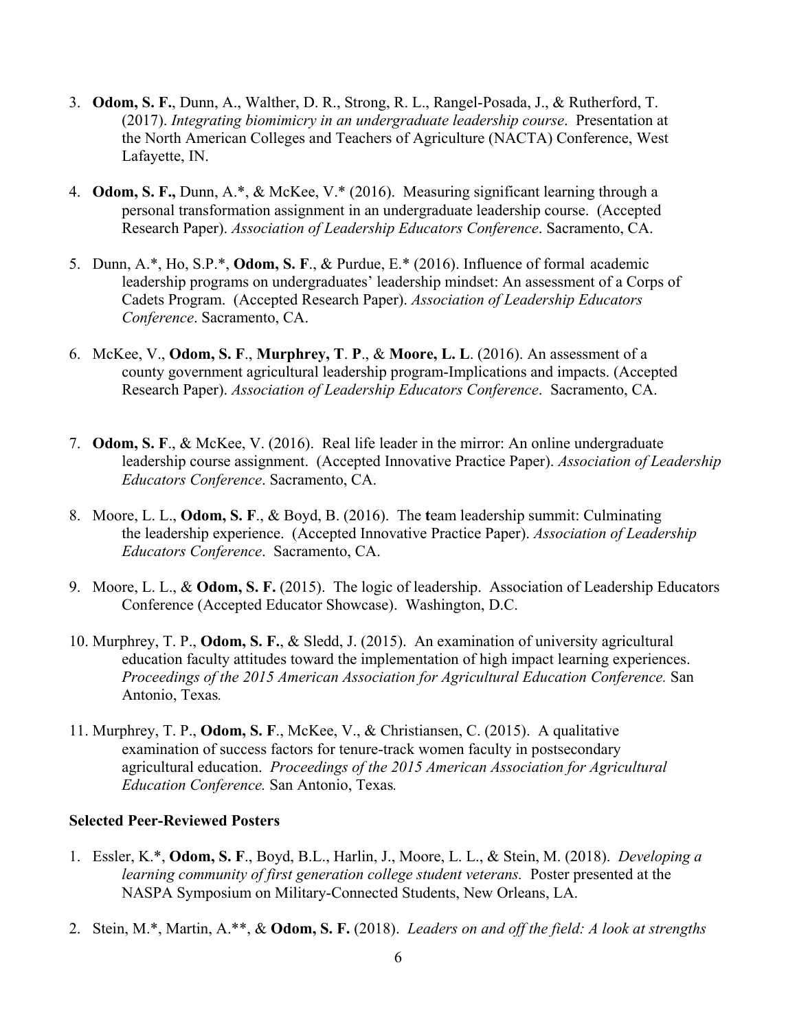3. **Odom, S. F.**, Dunn, A., Walther, D. R., Strong, R. L., Rangel-Posada, J., & Rutherford, T. (2017). *Integrating biomimicry in an undergraduate leadership course*. Presentation at the North American Colleges and Teachers of Agriculture (NACTA) Conference, West Lafayette, IN.

4. **Odom, S. F.,** Dunn, A.*, & McKee, V.* (2016). Measuring significant learning through a personal transformation assignment in an undergraduate leadership course. (Accepted Research Paper). *Association of Leadership Educators Conference*. Sacramento, CA.

5. Dunn, A.*, Ho, S.P.*, **Odom, S. F**., & Purdue, E.* (2016). Influence of formal academic leadership programs on undergraduates' leadership mindset: An assessment of a Corps of Cadets Program. (Accepted Research Paper). *Association of Leadership Educators Conference*. Sacramento, CA.

6. McKee, V., **Odom, S. F**., **Murphrey, T**. **P**., & **Moore, L. L**. (2016). An assessment of a county government agricultural leadership program-Implications and impacts. (Accepted Research Paper). *Association of Leadership Educators Conference*. Sacramento, CA.

7. **Odom, S. F**., & McKee, V. (2016). Real life leader in the mirror: An online undergraduate leadership course assignment. (Accepted Innovative Practice Paper). *Association of Leadership Educators Conference*. Sacramento, CA.

8. Moore, L. L., **Odom, S. F**., & Boyd, B. (2016). The **t**eam leadership summit: Culminating the leadership experience. (Accepted Innovative Practice Paper). *Association of Leadership Educators Conference*. Sacramento, CA.

9. Moore, L. L., & **Odom, S. F.** (2015). The logic of leadership. Association of Leadership Educators Conference (Accepted Educator Showcase). Washington, D.C.

10. Murphrey, T. P., **Odom, S. F.**, & Sledd, J. (2015). An examination of university agricultural education faculty attitudes toward the implementation of high impact learning experiences. *Proceedings of the 2015 American Association for Agricultural Education Conference.* San Antonio, Texas*.*

11. Murphrey, T. P., **Odom, S. F**., McKee, V., & Christiansen, C. (2015). A qualitative examination of success factors for tenure-track women faculty in postsecondary agricultural education. *Proceedings of the 2015 American Association for Agricultural Education Conference.* San Antonio, Texas*.*

**Selected Peer-Reviewed Posters**

1. Essler, K.*, **Odom, S. F**., Boyd, B.L., Harlin, J., Moore, L. L., & Stein, M. (2018). *Developing a learning community of first generation college student veterans.* Poster presented at the NASPA Symposium on Military-Connected Students, New Orleans, LA.

2. Stein, M.*, Martin, A.**, & **Odom, S. F.** (2018). *Leaders on and off the field: A look at strengths*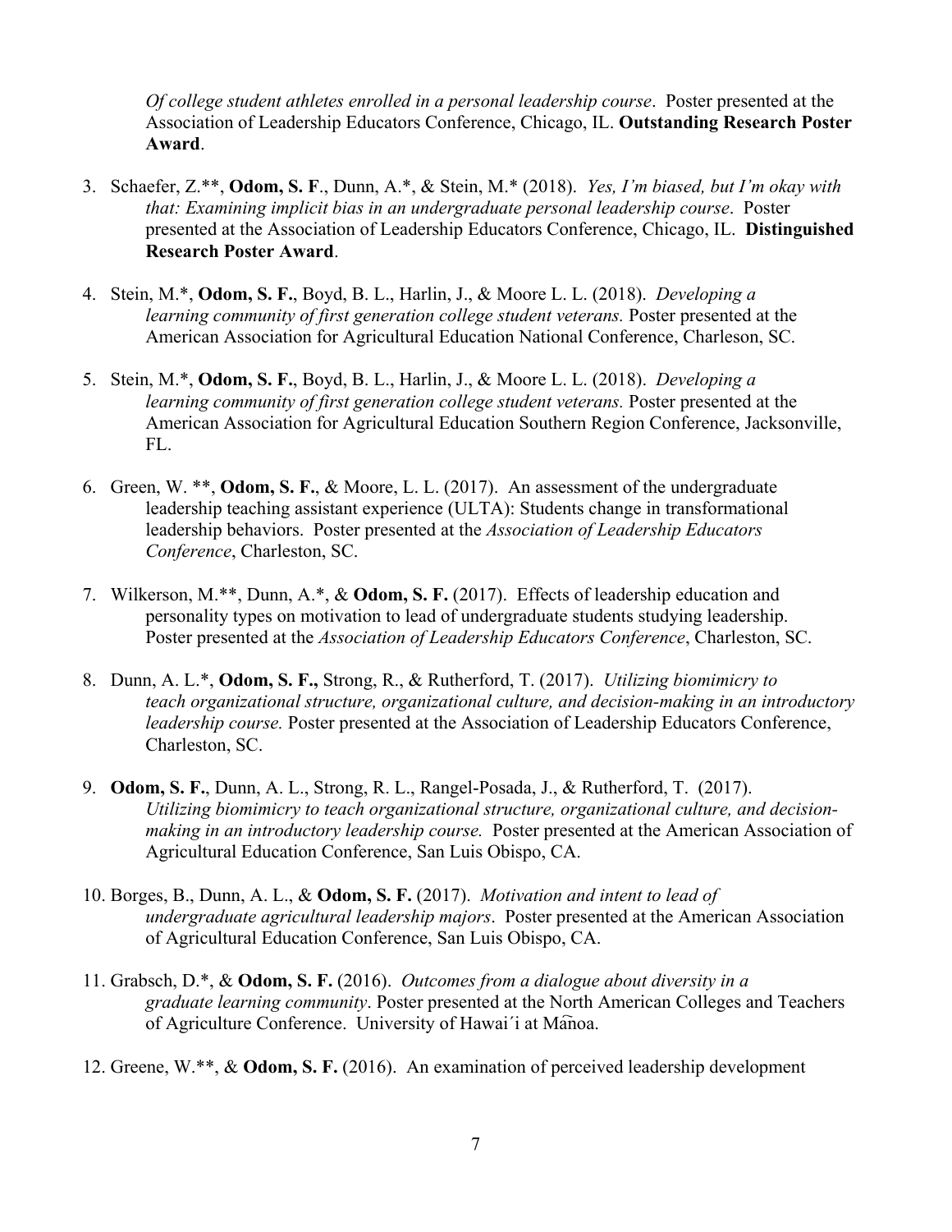*Of college student athletes enrolled in a personal leadership course*. Poster presented at the Association of Leadership Educators Conference, Chicago, IL. **Outstanding Research Poster Award**.

3. Schaefer, Z.**, **Odom, S. F**., Dunn, A.*, & Stein, M.* (2018). *Yes, I'm biased, but I'm okay with that: Examining implicit bias in an undergraduate personal leadership course*. Poster presented at the Association of Leadership Educators Conference, Chicago, IL. **Distinguished Research Poster Award**.

4. Stein, M.*, **Odom, S. F.**, Boyd, B. L., Harlin, J., & Moore L. L. (2018). *Developing a learning community of first generation college student veterans.* Poster presented at the American Association for Agricultural Education National Conference, Charleson, SC.

5. Stein, M.*, **Odom, S. F.**, Boyd, B. L., Harlin, J., & Moore L. L. (2018). *Developing a learning community of first generation college student veterans.* Poster presented at the American Association for Agricultural Education Southern Region Conference, Jacksonville, FL.

6. Green, W. **, **Odom, S. F.**, & Moore, L. L. (2017). An assessment of the undergraduate leadership teaching assistant experience (ULTA): Students change in transformational leadership behaviors. Poster presented at the *Association of Leadership Educators Conference*, Charleston, SC.

7. Wilkerson, M.**, Dunn, A.*, & **Odom, S. F.** (2017). Effects of leadership education and personality types on motivation to lead of undergraduate students studying leadership. Poster presented at the *Association of Leadership Educators Conference*, Charleston, SC.

8. Dunn, A. L.*, **Odom, S. F.,** Strong, R., & Rutherford, T. (2017). *Utilizing biomimicry to teach organizational structure, organizational culture, and decision-making in an introductory leadership course.* Poster presented at the Association of Leadership Educators Conference, Charleston, SC.

9. **Odom, S. F.**, Dunn, A. L., Strong, R. L., Rangel-Posada, J., & Rutherford, T. (2017). *Utilizing biomimicry to teach organizational structure, organizational culture, and decision-making in an introductory leadership course.* Poster presented at the American Association of Agricultural Education Conference, San Luis Obispo, CA.

10. Borges, B., Dunn, A. L., & **Odom, S. F.** (2017). *Motivation and intent to lead of undergraduate agricultural leadership majors*. Poster presented at the American Association of Agricultural Education Conference, San Luis Obispo, CA.

11. Grabsch, D.*, & **Odom, S. F.** (2016). *Outcomes from a dialogue about diversity in a graduate learning community*. Poster presented at the North American Colleges and Teachers of Agriculture Conference. University of Hawai´i at Mānoa.

12. Greene, W.**, & **Odom, S. F.** (2016). An examination of perceived leadership development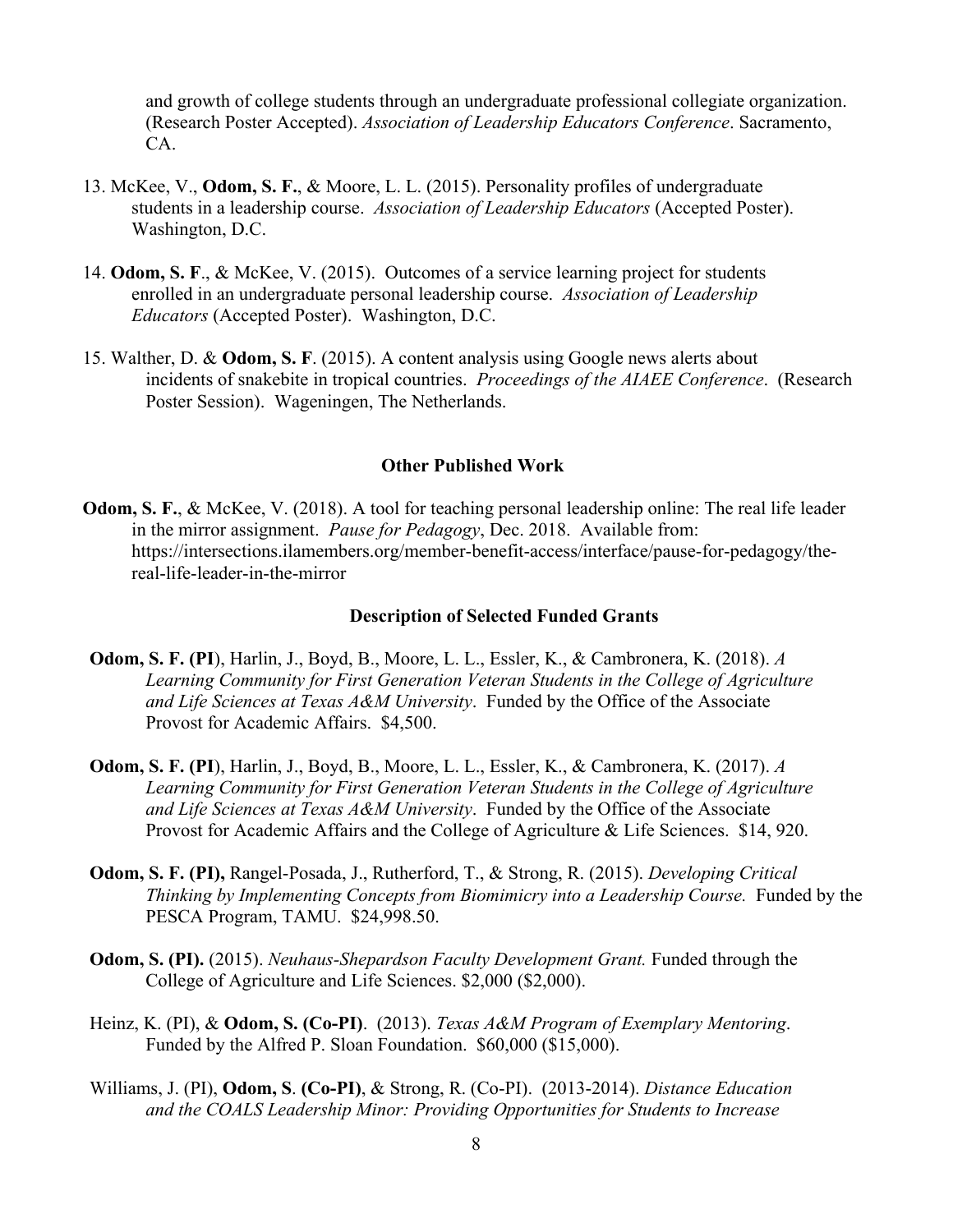and growth of college students through an undergraduate professional collegiate organization. (Research Poster Accepted). *Association of Leadership Educators Conference*. Sacramento, CA.

13. McKee, V., **Odom, S. F.**, & Moore, L. L. (2015). Personality profiles of undergraduate students in a leadership course. *Association of Leadership Educators* (Accepted Poster). Washington, D.C.

14. **Odom, S. F**., & McKee, V. (2015). Outcomes of a service learning project for students enrolled in an undergraduate personal leadership course. *Association of Leadership Educators* (Accepted Poster). Washington, D.C.

15. Walther, D. & **Odom, S. F**. (2015). A content analysis using Google news alerts about incidents of snakebite in tropical countries. *Proceedings of the AIAEE Conference*. (Research Poster Session). Wageningen, The Netherlands.

### Other Published Work

**Odom, S. F.**, & McKee, V. (2018). A tool for teaching personal leadership online: The real life leader in the mirror assignment. *Pause for Pedagogy*, Dec. 2018. Available from: https://intersections.ilamembers.org/member-benefit-access/interface/pause-for-pedagogy/the-real-life-leader-in-the-mirror

### Description of Selected Funded Grants

**Odom, S. F. (PI**), Harlin, J., Boyd, B., Moore, L. L., Essler, K., & Cambronera, K. (2018). *A Learning Community for First Generation Veteran Students in the College of Agriculture and Life Sciences at Texas A&M University*. Funded by the Office of the Associate Provost for Academic Affairs. $4,500.

**Odom, S. F. (PI**), Harlin, J., Boyd, B., Moore, L. L., Essler, K., & Cambronera, K. (2017). *A Learning Community for First Generation Veteran Students in the College of Agriculture and Life Sciences at Texas A&M University*. Funded by the Office of the Associate Provost for Academic Affairs and the College of Agriculture & Life Sciences. $14, 920.

**Odom, S. F. (PI),** Rangel-Posada, J., Rutherford, T., & Strong, R. (2015). *Developing Critical Thinking by Implementing Concepts from Biomimicry into a Leadership Course.* Funded by the PESCA Program, TAMU. $24,998.50.

**Odom, S. (PI).** (2015). *Neuhaus-Shepardson Faculty Development Grant.* Funded through the College of Agriculture and Life Sciences. $2,000 ($2,000).

Heinz, K. (PI), & **Odom, S. (Co-PI)**. (2013). *Texas A&M Program of Exemplary Mentoring*. Funded by the Alfred P. Sloan Foundation. $60,000 ($15,000).

Williams, J. (PI), **Odom, S**. **(Co-PI)**, & Strong, R. (Co-PI). (2013-2014). *Distance Education and the COALS Leadership Minor: Providing Opportunities for Students to Increase*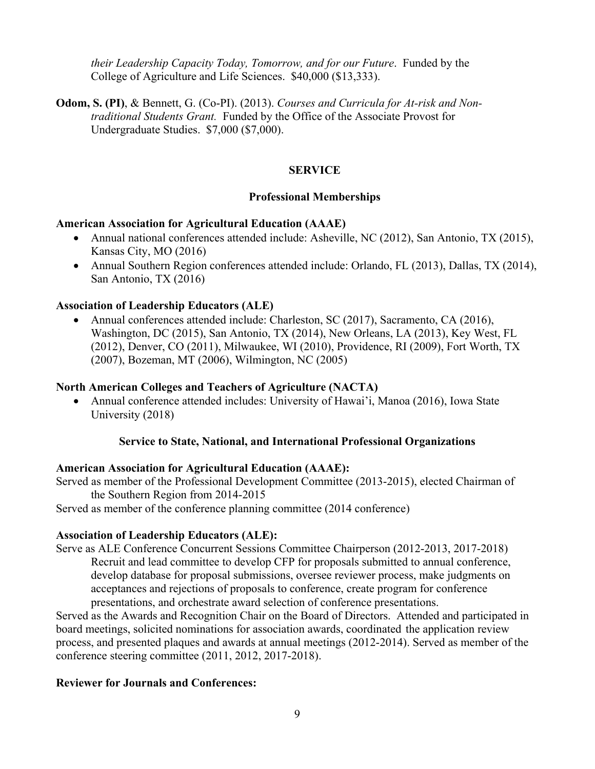*their Leadership Capacity Today, Tomorrow, and for our Future*. Funded by the College of Agriculture and Life Sciences. $40,000 ($13,333).

**Odom, S. (PI)**, & Bennett, G. (Co-PI). (2013). *Courses and Curricula for At-risk and Non-traditional Students Grant.* Funded by the Office of the Associate Provost for Undergraduate Studies. $7,000 ($7,000).

## SERVICE

### Professional Memberships

**American Association for Agricultural Education (AAAE)**

- Annual national conferences attended include: Asheville, NC (2012), San Antonio, TX (2015), Kansas City, MO (2016)
- Annual Southern Region conferences attended include: Orlando, FL (2013), Dallas, TX (2014), San Antonio, TX (2016)

**Association of Leadership Educators (ALE)**

- Annual conferences attended include: Charleston, SC (2017), Sacramento, CA (2016), Washington, DC (2015), San Antonio, TX (2014), New Orleans, LA (2013), Key West, FL (2012), Denver, CO (2011), Milwaukee, WI (2010), Providence, RI (2009), Fort Worth, TX (2007), Bozeman, MT (2006), Wilmington, NC (2005)

**North American Colleges and Teachers of Agriculture (NACTA)**

- Annual conference attended includes: University of Hawai'i, Manoa (2016), Iowa State University (2018)

### Service to State, National, and International Professional Organizations

**American Association for Agricultural Education (AAAE):**

Served as member of the Professional Development Committee (2013-2015), elected Chairman of the Southern Region from 2014-2015

Served as member of the conference planning committee (2014 conference)

**Association of Leadership Educators (ALE):**

Serve as ALE Conference Concurrent Sessions Committee Chairperson (2012-2013, 2017-2018)
Recruit and lead committee to develop CFP for proposals submitted to annual conference, develop database for proposal submissions, oversee reviewer process, make judgments on acceptances and rejections of proposals to conference, create program for conference presentations, and orchestrate award selection of conference presentations.

Served as the Awards and Recognition Chair on the Board of Directors. Attended and participated in board meetings, solicited nominations for association awards, coordinated the application review process, and presented plaques and awards at annual meetings (2012-2014). Served as member of the conference steering committee (2011, 2012, 2017-2018).

**Reviewer for Journals and Conferences:**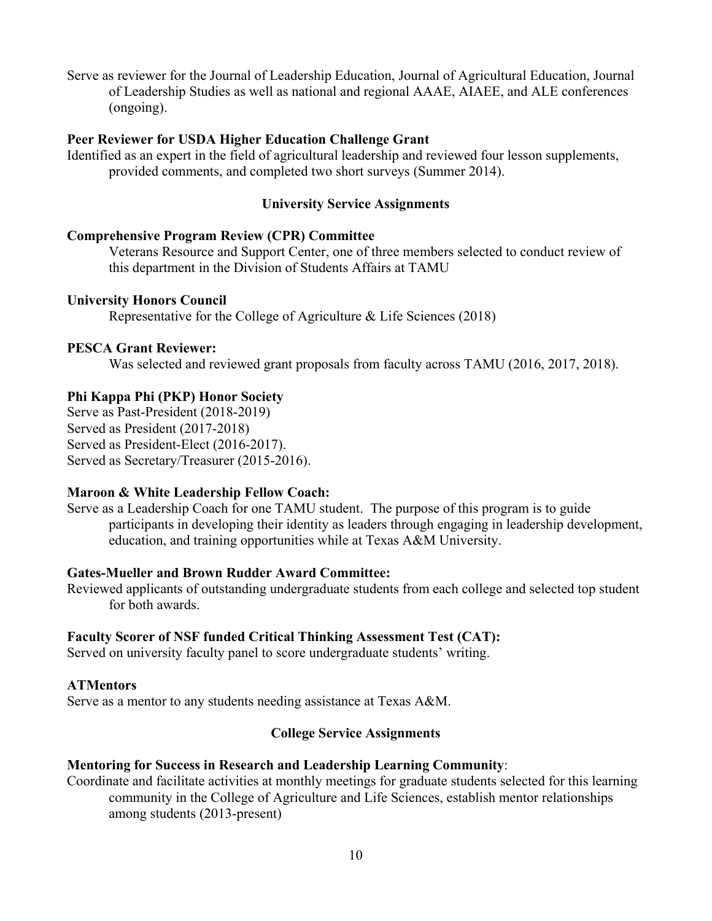Serve as reviewer for the Journal of Leadership Education, Journal of Agricultural Education, Journal of Leadership Studies as well as national and regional AAAE, AIAEE, and ALE conferences (ongoing).

**Peer Reviewer for USDA Higher Education Challenge Grant**

Identified as an expert in the field of agricultural leadership and reviewed four lesson supplements, provided comments, and completed two short surveys (Summer 2014).

## University Service Assignments

**Comprehensive Program Review (CPR) Committee**

Veterans Resource and Support Center, one of three members selected to conduct review of this department in the Division of Students Affairs at TAMU

**University Honors Council**

Representative for the College of Agriculture & Life Sciences (2018)

**PESCA Grant Reviewer:**

Was selected and reviewed grant proposals from faculty across TAMU (2016, 2017, 2018).

**Phi Kappa Phi (PKP) Honor Society**

Serve as Past-President (2018-2019)
Served as President (2017-2018)
Served as President-Elect (2016-2017).
Served as Secretary/Treasurer (2015-2016).

**Maroon & White Leadership Fellow Coach:**

Serve as a Leadership Coach for one TAMU student. The purpose of this program is to guide participants in developing their identity as leaders through engaging in leadership development, education, and training opportunities while at Texas A&M University.

**Gates-Mueller and Brown Rudder Award Committee:**

Reviewed applicants of outstanding undergraduate students from each college and selected top student for both awards.

**Faculty Scorer of NSF funded Critical Thinking Assessment Test (CAT):**

Served on university faculty panel to score undergraduate students' writing.

**ATMentors**

Serve as a mentor to any students needing assistance at Texas A&M.

## College Service Assignments

**Mentoring for Success in Research and Leadership Learning Community**:

Coordinate and facilitate activities at monthly meetings for graduate students selected for this learning community in the College of Agriculture and Life Sciences, establish mentor relationships among students (2013-present)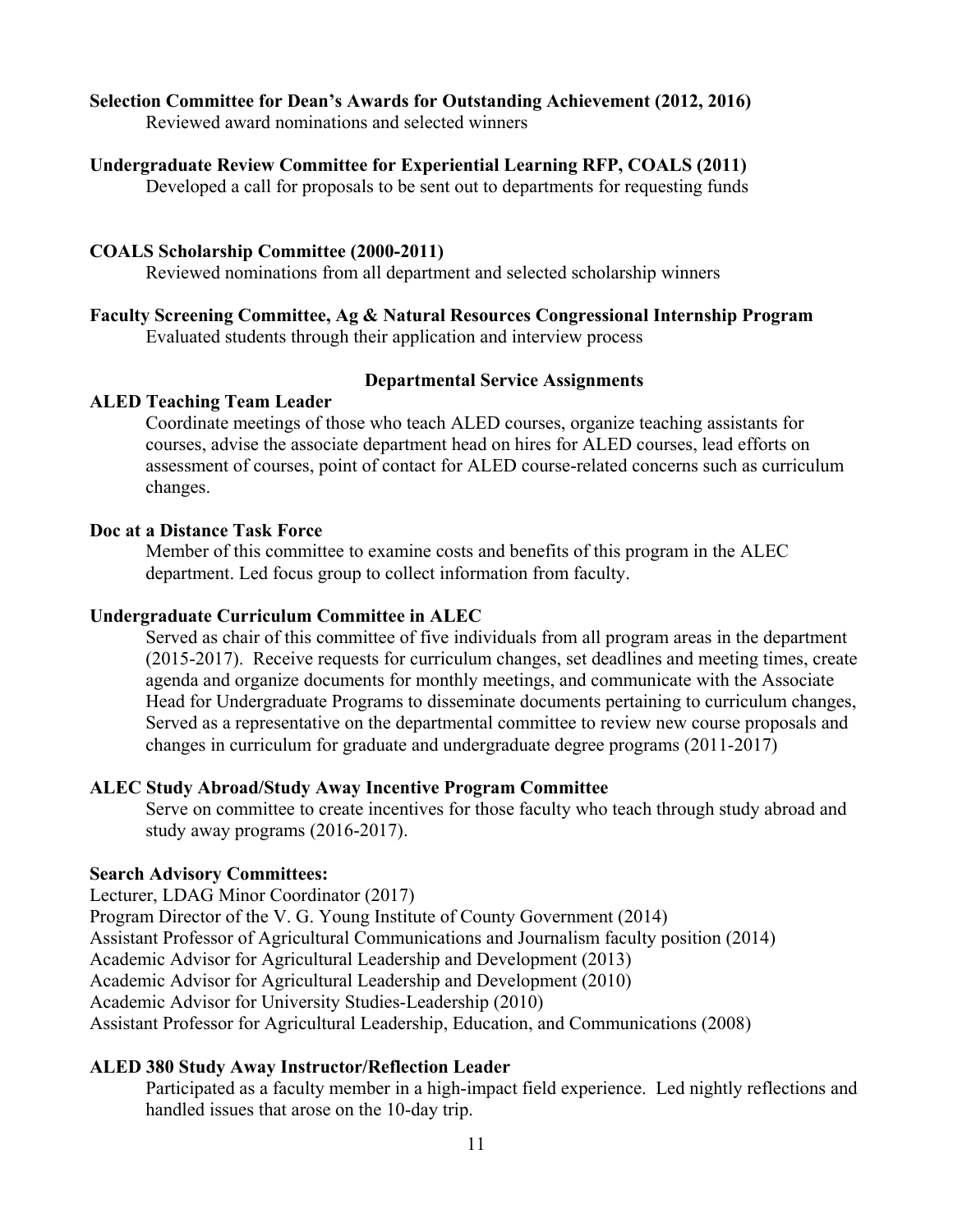**Selection Committee for Dean's Awards for Outstanding Achievement (2012, 2016)**

Reviewed award nominations and selected winners

**Undergraduate Review Committee for Experiential Learning RFP, COALS (2011)**

Developed a call for proposals to be sent out to departments for requesting funds

**COALS Scholarship Committee (2000-2011)**

Reviewed nominations from all department and selected scholarship winners

**Faculty Screening Committee, Ag & Natural Resources Congressional Internship Program**

Evaluated students through their application and interview process

### Departmental Service Assignments

**ALED Teaching Team Leader**

Coordinate meetings of those who teach ALED courses, organize teaching assistants for courses, advise the associate department head on hires for ALED courses, lead efforts on assessment of courses, point of contact for ALED course-related concerns such as curriculum changes.

**Doc at a Distance Task Force**

Member of this committee to examine costs and benefits of this program in the ALEC department. Led focus group to collect information from faculty.

**Undergraduate Curriculum Committee in ALEC**

Served as chair of this committee of five individuals from all program areas in the department (2015-2017). Receive requests for curriculum changes, set deadlines and meeting times, create agenda and organize documents for monthly meetings, and communicate with the Associate Head for Undergraduate Programs to disseminate documents pertaining to curriculum changes, Served as a representative on the departmental committee to review new course proposals and changes in curriculum for graduate and undergraduate degree programs (2011-2017)

**ALEC Study Abroad/Study Away Incentive Program Committee**

Serve on committee to create incentives for those faculty who teach through study abroad and study away programs (2016-2017).

**Search Advisory Committees:**

Lecturer, LDAG Minor Coordinator (2017)
Program Director of the V. G. Young Institute of County Government (2014)
Assistant Professor of Agricultural Communications and Journalism faculty position (2014)
Academic Advisor for Agricultural Leadership and Development (2013)
Academic Advisor for Agricultural Leadership and Development (2010)
Academic Advisor for University Studies-Leadership (2010)
Assistant Professor for Agricultural Leadership, Education, and Communications (2008)

**ALED 380 Study Away Instructor/Reflection Leader**

Participated as a faculty member in a high-impact field experience. Led nightly reflections and handled issues that arose on the 10-day trip.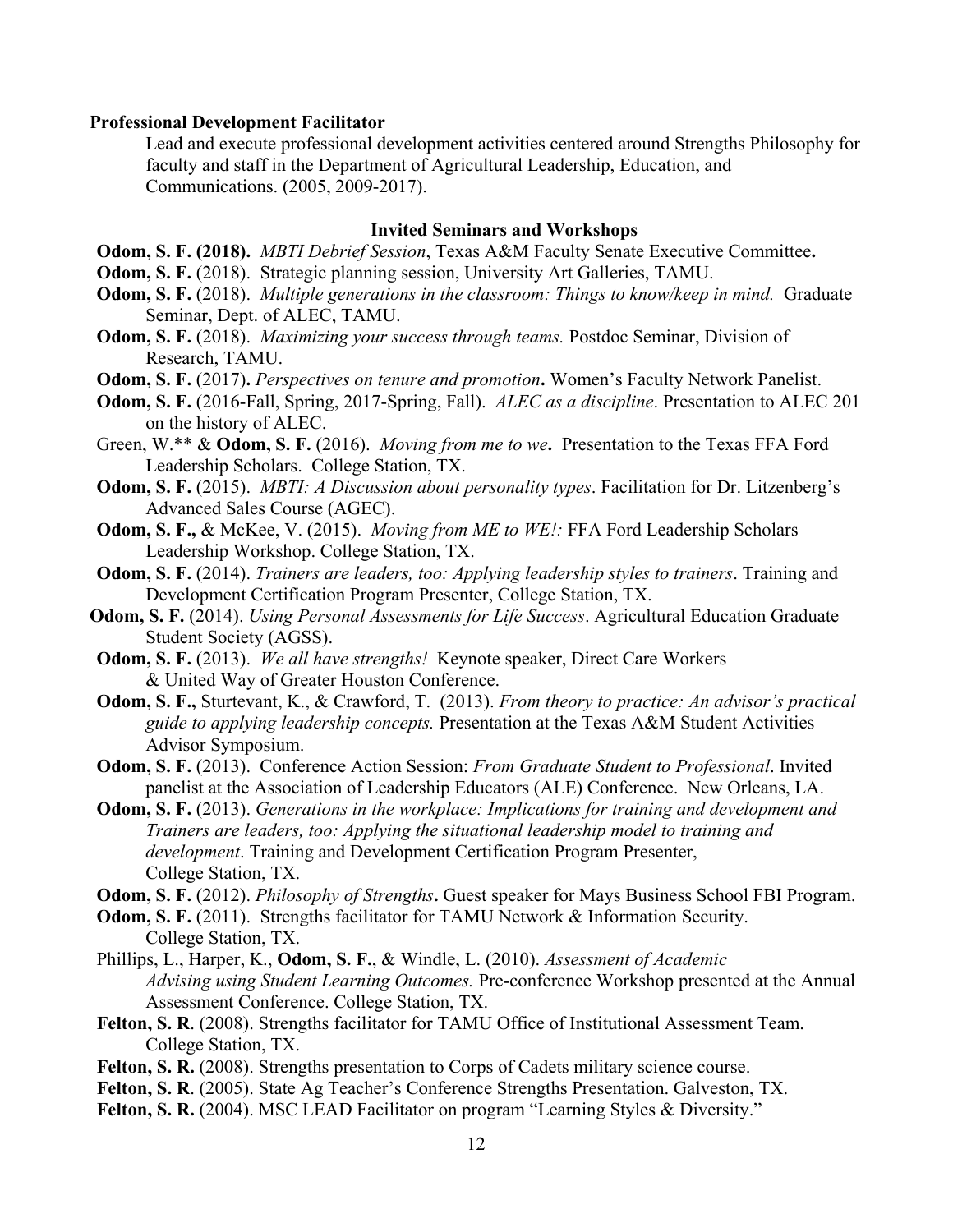**Professional Development Facilitator**

Lead and execute professional development activities centered around Strengths Philosophy for faculty and staff in the Department of Agricultural Leadership, Education, and Communications. (2005, 2009-2017).

### Invited Seminars and Workshops

**Odom, S. F. (2018).** *MBTI Debrief Session*, Texas A&M Faculty Senate Executive Committee**.**

**Odom, S. F.** (2018). Strategic planning session, University Art Galleries, TAMU.

**Odom, S. F.** (2018). *Multiple generations in the classroom: Things to know/keep in mind.* Graduate Seminar, Dept. of ALEC, TAMU.

**Odom, S. F.** (2018). *Maximizing your success through teams.* Postdoc Seminar, Division of Research, TAMU.

**Odom, S. F.** (2017)**.** *Perspectives on tenure and promotion***.** Women's Faculty Network Panelist.

**Odom, S. F.** (2016-Fall, Spring, 2017-Spring, Fall). *ALEC as a discipline*. Presentation to ALEC 201 on the history of ALEC.

Green, W.** & **Odom, S. F.** (2016). *Moving from me to we***.** Presentation to the Texas FFA Ford Leadership Scholars. College Station, TX.

**Odom, S. F.** (2015). *MBTI: A Discussion about personality types*. Facilitation for Dr. Litzenberg's Advanced Sales Course (AGEC).

**Odom, S. F.,** & McKee, V. (2015). *Moving from ME to WE!:* FFA Ford Leadership Scholars Leadership Workshop. College Station, TX.

**Odom, S. F.** (2014). *Trainers are leaders, too: Applying leadership styles to trainers*. Training and Development Certification Program Presenter, College Station, TX.

**Odom, S. F.** (2014). *Using Personal Assessments for Life Success*. Agricultural Education Graduate Student Society (AGSS).

**Odom, S. F.** (2013). *We all have strengths!* Keynote speaker, Direct Care Workers & United Way of Greater Houston Conference.

**Odom, S. F.,** Sturtevant, K., & Crawford, T. (2013). *From theory to practice: An advisor's practical guide to applying leadership concepts.* Presentation at the Texas A&M Student Activities Advisor Symposium.

**Odom, S. F.** (2013). Conference Action Session: *From Graduate Student to Professional*. Invited panelist at the Association of Leadership Educators (ALE) Conference. New Orleans, LA.

**Odom, S. F.** (2013). *Generations in the workplace: Implications for training and development and Trainers are leaders, too: Applying the situational leadership model to training and development*. Training and Development Certification Program Presenter, College Station, TX.

**Odom, S. F.** (2012). *Philosophy of Strengths***.** Guest speaker for Mays Business School FBI Program.

**Odom, S. F.** (2011). Strengths facilitator for TAMU Network & Information Security. College Station, TX.

Phillips, L., Harper, K., **Odom, S. F.**, & Windle, L. (2010). *Assessment of Academic Advising using Student Learning Outcomes.* Pre-conference Workshop presented at the Annual Assessment Conference. College Station, TX.

**Felton, S. R**. (2008). Strengths facilitator for TAMU Office of Institutional Assessment Team. College Station, TX.

**Felton, S. R.** (2008). Strengths presentation to Corps of Cadets military science course.

**Felton, S. R**. (2005). State Ag Teacher's Conference Strengths Presentation. Galveston, TX.

**Felton, S. R.** (2004). MSC LEAD Facilitator on program "Learning Styles & Diversity."